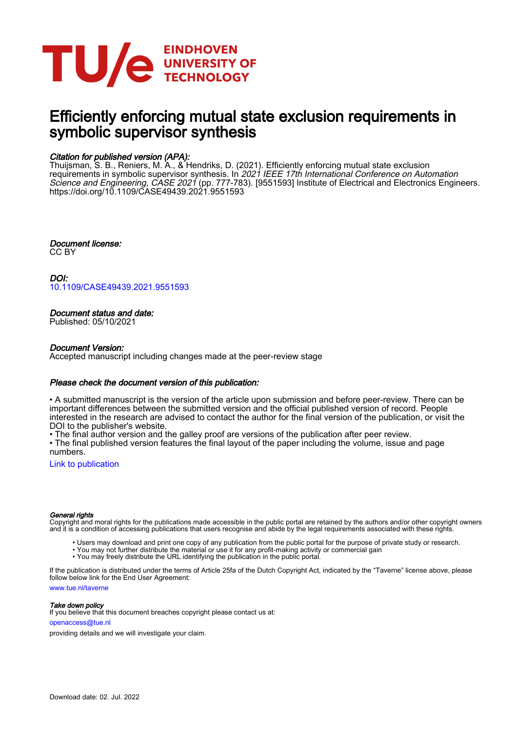EINDHOVEN UNIVERSITY OF TECHNOLOGY

# Efficiently enforcing mutual state exclusion requirements in symbolic supervisor synthesis

*Citation for published version (APA):*
Thuijsman, S. B., Reniers, M. A., & Hendriks, D. (2021). Efficiently enforcing mutual state exclusion requirements in symbolic supervisor synthesis. In *2021 IEEE 17th International Conference on Automation Science and Engineering, CASE 2021* (pp. 777-783). [9551593] Institute of Electrical and Electronics Engineers. https://doi.org/10.1109/CASE49439.2021.9551593

*Document license:*
CC BY

*DOI:*
10.1109/CASE49439.2021.9551593

*Document status and date:*
Published: 05/10/2021

*Document Version:*
Accepted manuscript including changes made at the peer-review stage

*Please check the document version of this publication:*

• A submitted manuscript is the version of the article upon submission and before peer-review. There can be important differences between the submitted version and the official published version of record. People interested in the research are advised to contact the author for the final version of the publication, or visit the DOI to the publisher's website.
• The final author version and the galley proof are versions of the publication after peer review.
• The final published version features the final layout of the paper including the volume, issue and page numbers.

Link to publication

*General rights*
Copyright and moral rights for the publications made accessible in the public portal are retained by the authors and/or other copyright owners and it is a condition of accessing publications that users recognise and abide by the legal requirements associated with these rights.

- Users may download and print one copy of any publication from the public portal for the purpose of private study or research.
- You may not further distribute the material or use it for any profit-making activity or commercial gain
- You may freely distribute the URL identifying the publication in the public portal.

If the publication is distributed under the terms of Article 25fa of the Dutch Copyright Act, indicated by the "Taverne" license above, please follow below link for the End User Agreement:

www.tue.nl/taverne

*Take down policy*
If you believe that this document breaches copyright please contact us at:

openaccess@tue.nl

providing details and we will investigate your claim.

Download date: 02. Jul. 2022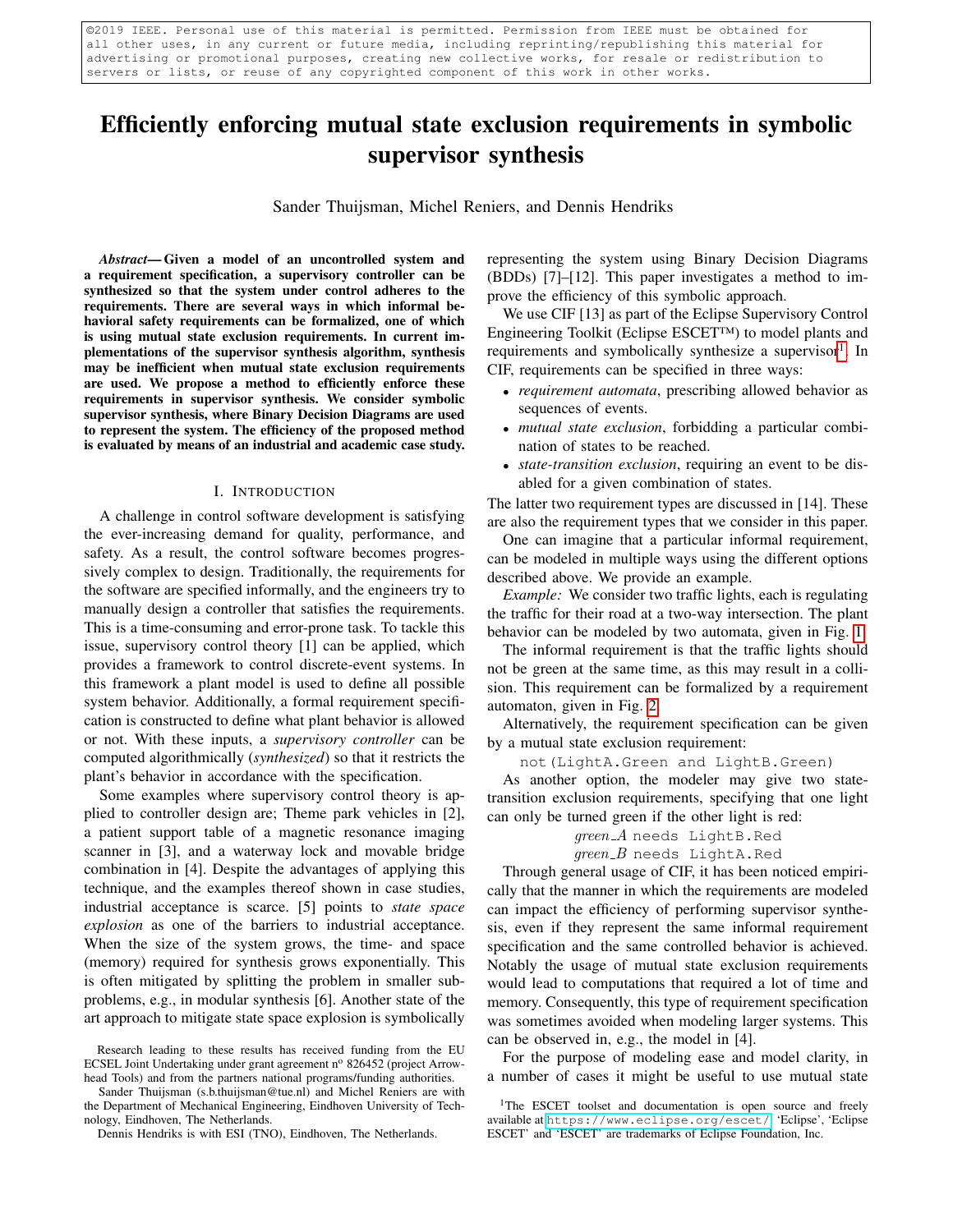©2019 IEEE. Personal use of this material is permitted. Permission from IEEE must be obtained for all other uses, in any current or future media, including reprinting/republishing this material for advertising or promotional purposes, creating new collective works, for resale or redistribution to servers or lists, or reuse of any copyrighted component of this work in other works.

# Efficiently enforcing mutual state exclusion requirements in symbolic supervisor synthesis

Sander Thuijsman, Michel Reniers, and Dennis Hendriks

***Abstract*— Given a model of an uncontrolled system and a requirement specification, a supervisory controller can be synthesized so that the system under control adheres to the requirements. There are several ways in which informal behavioral safety requirements can be formalized, one of which is using mutual state exclusion requirements. In current implementations of the supervisor synthesis algorithm, synthesis may be inefficient when mutual state exclusion requirements are used. We propose a method to efficiently enforce these requirements in supervisor synthesis. We consider symbolic supervisor synthesis, where Binary Decision Diagrams are used to represent the system. The efficiency of the proposed method is evaluated by means of an industrial and academic case study.**

## I. Introduction

A challenge in control software development is satisfying the ever-increasing demand for quality, performance, and safety. As a result, the control software becomes progressively complex to design. Traditionally, the requirements for the software are specified informally, and the engineers try to manually design a controller that satisfies the requirements. This is a time-consuming and error-prone task. To tackle this issue, supervisory control theory [1] can be applied, which provides a framework to control discrete-event systems. In this framework a plant model is used to define all possible system behavior. Additionally, a formal requirement specification is constructed to define what plant behavior is allowed or not. With these inputs, a *supervisory controller* can be computed algorithmically (*synthesized*) so that it restricts the plant's behavior in accordance with the specification.

Some examples where supervisory control theory is applied to controller design are; Theme park vehicles in [2], a patient support table of a magnetic resonance imaging scanner in [3], and a waterway lock and movable bridge combination in [4]. Despite the advantages of applying this technique, and the examples thereof shown in case studies, industrial acceptance is scarce. [5] points to *state space explosion* as one of the barriers to industrial acceptance. When the size of the system grows, the time- and space (memory) required for synthesis grows exponentially. This is often mitigated by splitting the problem in smaller subproblems, e.g., in modular synthesis [6]. Another state of the art approach to mitigate state space explosion is symbolically representing the system using Binary Decision Diagrams (BDDs) [7]–[12]. This paper investigates a method to improve the efficiency of this symbolic approach.

We use CIF [13] as part of the Eclipse Supervisory Control Engineering Toolkit (Eclipse ESCET™) to model plants and requirements and symbolically synthesize a supervisor[1]. In CIF, requirements can be specified in three ways:

- *requirement automata*, prescribing allowed behavior as sequences of events.
- *mutual state exclusion*, forbidding a particular combination of states to be reached.
- *state-transition exclusion*, requiring an event to be disabled for a given combination of states.

The latter two requirement types are discussed in [14]. These are also the requirement types that we consider in this paper.

One can imagine that a particular informal requirement, can be modeled in multiple ways using the different options described above. We provide an example.

*Example:* We consider two traffic lights, each is regulating the traffic for their road at a two-way intersection. The plant behavior can be modeled by two automata, given in Fig. 1.

The informal requirement is that the traffic lights should not be green at the same time, as this may result in a collision. This requirement can be formalized by a requirement automaton, given in Fig. 2.

Alternatively, the requirement specification can be given by a mutual state exclusion requirement:

`not(LightA.Green and LightB.Green)`

As another option, the modeler may give two state-transition exclusion requirements, specifying that one light can only be turned green if the other light is red:

*green_A* `needs LightB.Red`
*green_B* `needs LightA.Red`

Through general usage of CIF, it has been noticed empirically that the manner in which the requirements are modeled can impact the efficiency of performing supervisor synthesis, even if they represent the same informal requirement specification and the same controlled behavior is achieved. Notably the usage of mutual state exclusion requirements would lead to computations that required a lot of time and memory. Consequently, this type of requirement specification was sometimes avoided when modeling larger systems. This can be observed in, e.g., the model in [4].

For the purpose of modeling ease and model clarity, in a number of cases it might be useful to use mutual state

Research leading to these results has received funding from the EU ECSEL Joint Undertaking under grant agreement nº 826452 (project Arrowhead Tools) and from the partners national programs/funding authorities.

Sander Thuijsman (s.b.thuijsman@tue.nl) and Michel Reniers are with the Department of Mechanical Engineering, Eindhoven University of Technology, Eindhoven, The Netherlands.

Dennis Hendriks is with ESI (TNO), Eindhoven, The Netherlands.

[1] The ESCET toolset and documentation is open source and freely available at https://www.eclipse.org/escet/. 'Eclipse', 'Eclipse ESCET' and 'ESCET' are trademarks of Eclipse Foundation, Inc.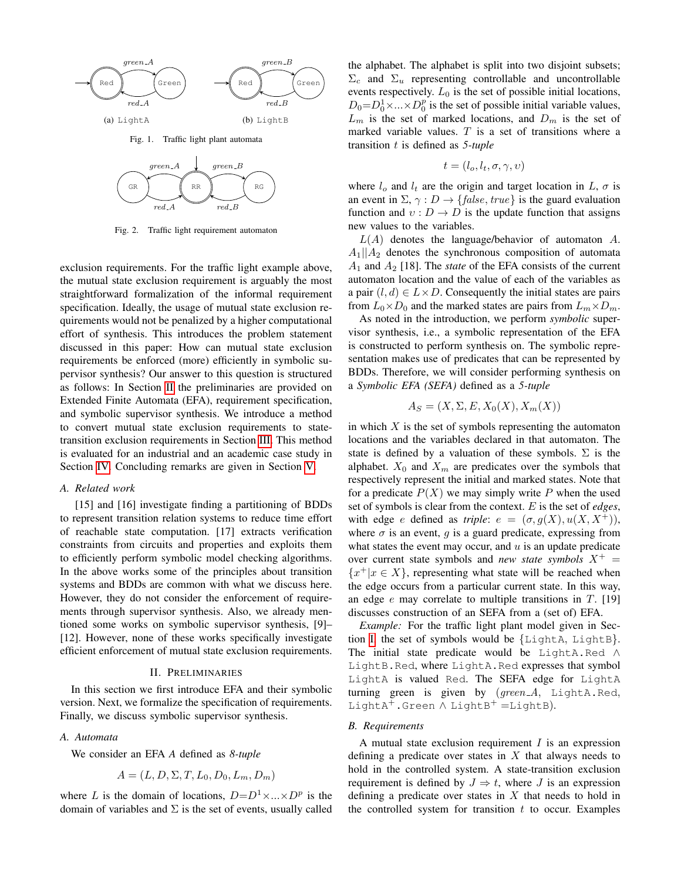(a) LightA

(b) LightB

Fig. 1. Traffic light plant automata

Fig. 2. Traffic light requirement automaton

exclusion requirements. For the traffic light example above, the mutual state exclusion requirement is arguably the most straightforward formalization of the informal requirement specification. Ideally, the usage of mutual state exclusion requirements would not be penalized by a higher computational effort of synthesis. This introduces the problem statement discussed in this paper: How can mutual state exclusion requirements be enforced (more) efficiently in symbolic supervisor synthesis? Our answer to this question is structured as follows: In Section II the preliminaries are provided on Extended Finite Automata (EFA), requirement specification, and symbolic supervisor synthesis. We introduce a method to convert mutual state exclusion requirements to state-transition exclusion requirements in Section III. This method is evaluated for an industrial and an academic case study in Section IV. Concluding remarks are given in Section V.

### A. Related work

[15] and [16] investigate finding a partitioning of BDDs to represent transition relation systems to reduce time effort of reachable state computation. [17] extracts verification constraints from circuits and properties and exploits them to efficiently perform symbolic model checking algorithms. In the above works some of the principles about transition systems and BDDs are common with what we discuss here. However, they do not consider the enforcement of requirements through supervisor synthesis. Also, we already mentioned some works on symbolic supervisor synthesis, [9]–[12]. However, none of these works specifically investigate efficient enforcement of mutual state exclusion requirements.

## II. Preliminaries

In this section we first introduce EFA and their symbolic version. Next, we formalize the specification of requirements. Finally, we discuss symbolic supervisor synthesis.

### A. Automata

We consider an EFA $A$ defined as *8-tuple*

$$A = (L, D, \Sigma, T, L_0, D_0, L_m, D_m)$$

where $L$ is the domain of locations, $D{=}D^1{\times}...{\times}D^p$ is the domain of variables and $\Sigma$ is the set of events, usually called the alphabet. The alphabet is split into two disjoint subsets; $\Sigma_c$ and $\Sigma_u$ representing controllable and uncontrollable events respectively. $L_0$ is the set of possible initial locations, $D_0{=}D_0^1{\times}...{\times}D_0^p$ is the set of possible initial variable values, $L_m$ is the set of marked locations, and $D_m$ is the set of marked variable values. $T$ is a set of transitions where a transition $t$ is defined as *5-tuple*

$$t = (l_o, l_t, \sigma, \gamma, \upsilon)$$

where $l_o$ and $l_t$ are the origin and target location in $L$, $\sigma$ is an event in $\Sigma$, $\gamma : D \rightarrow \{false, true\}$ is the guard evaluation function and $\upsilon : D \rightarrow D$ is the update function that assigns new values to the variables.

$L(A)$ denotes the language/behavior of automaton $A$. $A_1||A_2$ denotes the synchronous composition of automata $A_1$ and $A_2$ [18]. The *state* of the EFA consists of the current automaton location and the value of each of the variables as a pair $(l, d) \in L \times D$. Consequently the initial states are pairs from $L_0 {\times} D_0$ and the marked states are pairs from $L_m {\times} D_m$.

As noted in the introduction, we perform *symbolic* supervisor synthesis, i.e., a symbolic representation of the EFA is constructed to perform synthesis on. The symbolic representation makes use of predicates that can be represented by BDDs. Therefore, we will consider performing synthesis on a *Symbolic EFA (SEFA)* defined as a *5-tuple*

$$A_S = (X, \Sigma, E, X_0(X), X_m(X))$$

in which $X$ is the set of symbols representing the automaton locations and the variables declared in that automaton. The state is defined by a valuation of these symbols. $\Sigma$ is the alphabet. $X_0$ and $X_m$ are predicates over the symbols that respectively represent the initial and marked states. Note that for a predicate $P(X)$ we may simply write $P$ when the used set of symbols is clear from the context. $E$ is the set of *edges*, with edge $e$ defined as *triple*: $e = (\sigma, g(X), u(X, X^+))$, where $\sigma$ is an event, $g$ is a guard predicate, expressing from what states the event may occur, and $u$ is an update predicate over current state symbols and *new state symbols* $X^+ = \{x^+ | x \in X\}$, representing what state will be reached when the edge occurs from a particular current state. In this way, an edge $e$ may correlate to multiple transitions in $T$. [19] discusses construction of an SEFA from a (set of) EFA.

*Example:* For the traffic light plant model given in Section I the set of symbols would be $\{$`LightA`, `LightB`$\}$. The initial state predicate would be `LightA.Red` $\wedge$ `LightB.Red`, where `LightA.Red` expresses that symbol `LightA` is valued `Red`. The SEFA edge for `LightA` turning green is given by ($green\_A$, `LightA.Red`, `LightA`$^+$`.Green` $\wedge$ `LightB`$^+$ =`LightB`).

### B. Requirements

A mutual state exclusion requirement $I$ is an expression defining a predicate over states in $X$ that always needs to hold in the controlled system. A state-transition exclusion requirement is defined by $J \Rightarrow t$, where $J$ is an expression defining a predicate over states in $X$ that needs to hold in the controlled system for transition $t$ to occur. Examples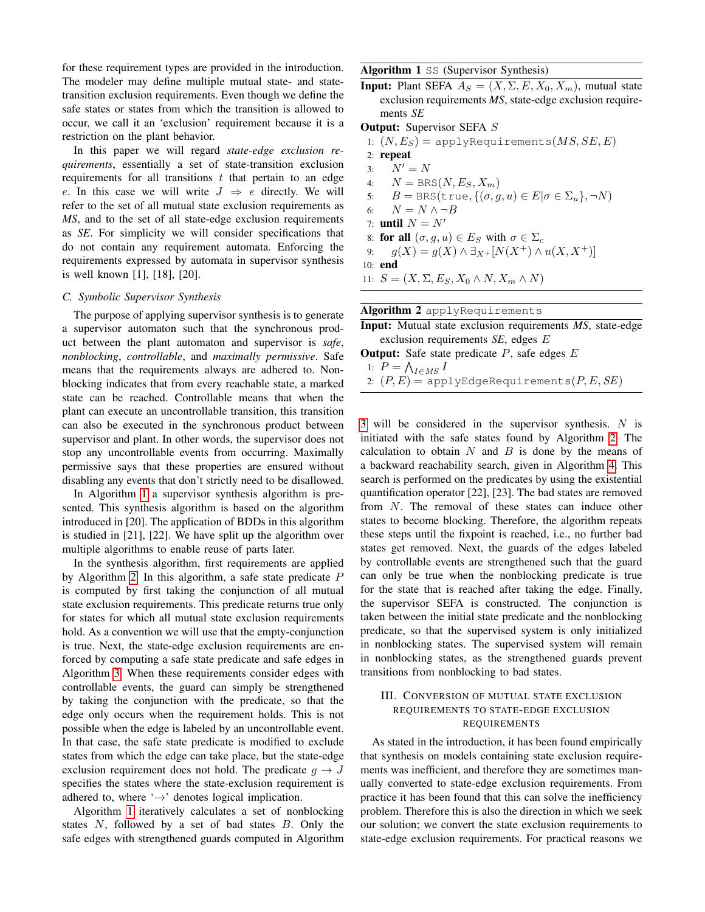for these requirement types are provided in the introduction. The modeler may define multiple mutual state- and state-transition exclusion requirements. Even though we define the safe states or states from which the transition is allowed to occur, we call it an 'exclusion' requirement because it is a restriction on the plant behavior.

In this paper we will regard *state-edge exclusion requirements*, essentially a set of state-transition exclusion requirements for all transitions $t$ that pertain to an edge $e$. In this case we will write $J \Rightarrow e$ directly. We will refer to the set of all mutual state exclusion requirements as *MS*, and to the set of all state-edge exclusion requirements as *SE*. For simplicity we will consider specifications that do not contain any requirement automata. Enforcing the requirements expressed by automata in supervisor synthesis is well known [1], [18], [20].

### C. Symbolic Supervisor Synthesis

The purpose of applying supervisor synthesis is to generate a supervisor automaton such that the synchronous product between the plant automaton and supervisor is *safe*, *nonblocking*, *controllable*, and *maximally permissive*. Safe means that the requirements always are adhered to. Nonblocking indicates that from every reachable state, a marked state can be reached. Controllable means that when the plant can execute an uncontrollable transition, this transition can also be executed in the synchronous product between supervisor and plant. In other words, the supervisor does not stop any uncontrollable events from occurring. Maximally permissive says that these properties are ensured without disabling any events that don't strictly need to be disallowed.

In Algorithm 1 a supervisor synthesis algorithm is presented. This synthesis algorithm is based on the algorithm introduced in [20]. The application of BDDs in this algorithm is studied in [21], [22]. We have split up the algorithm over multiple algorithms to enable reuse of parts later.

In the synthesis algorithm, first requirements are applied by Algorithm 2. In this algorithm, a safe state predicate $P$ is computed by first taking the conjunction of all mutual state exclusion requirements. This predicate returns true only for states for which all mutual state exclusion requirements hold. As a convention we will use that the empty-conjunction is true. Next, the state-edge exclusion requirements are enforced by computing a safe state predicate and safe edges in Algorithm 3. When these requirements consider edges with controllable events, the guard can simply be strengthened by taking the conjunction with the predicate, so that the edge only occurs when the requirement holds. This is not possible when the edge is labeled by an uncontrollable event. In that case, the safe state predicate is modified to exclude states from which the edge can take place, but the state-edge exclusion requirement does not hold. The predicate $g \rightarrow J$ specifies the states where the state-exclusion requirement is adhered to, where '$\rightarrow$' denotes logical implication.

Algorithm 1 iteratively calculates a set of nonblocking states $N$, followed by a set of bad states $B$. Only the safe edges with strengthened guards computed in Algorithm 3 will be considered in the supervisor synthesis. $N$ is initiated with the safe states found by Algorithm 2. The calculation to obtain $N$ and $B$ is done by the means of a backward reachability search, given in Algorithm 4. This search is performed on the predicates by using the existential quantification operator [22], [23]. The bad states are removed from $N$. The removal of these states can induce other states to become blocking. Therefore, the algorithm repeats these steps until the fixpoint is reached, i.e., no further bad states get removed. Next, the guards of the edges labeled by controllable events are strengthened such that the guard can only be true when the nonblocking predicate is true for the state that is reached after taking the edge. Finally, the supervisor SEFA is constructed. The conjunction is taken between the initial state predicate and the nonblocking predicate, so that the supervised system is only initialized in nonblocking states. The supervised system will remain in nonblocking states, as the strengthened guards prevent transitions from nonblocking to bad states.

**Algorithm 1** SS (Supervisor Synthesis)

**Input:** Plant SEFA $A_S = (X, \Sigma, E, X_0, X_m)$, mutual state exclusion requirements *MS*, state-edge exclusion requirements *SE*

**Output:** Supervisor SEFA $S$

```
1:  (N, E_S) = applyRequirements(MS, SE, E)
2:  repeat
3:    N' = N
4:    N = BRS(N, E_S, X_m)
5:    B = BRS(true, {(σ, g, u) ∈ E | σ ∈ Σ_u}, ¬N)
6:    N = N ∧ ¬B
7:  until N = N'
8:  for all (σ, g, u) ∈ E_S with σ ∈ Σ_c
9:    g(X) = g(X) ∧ ∃_{X+}[N(X+) ∧ u(X, X+)]
10: end
11: S = (X, Σ, E_S, X_0 ∧ N, X_m ∧ N)
```

**Algorithm 2** applyRequirements

**Input:** Mutual state exclusion requirements *MS*, state-edge exclusion requirements *SE*, edges $E$

**Output:** Safe state predicate $P$, safe edges $E$

```
1: P = ⋀_{I∈MS} I
2: (P, E) = applyEdgeRequirements(P, E, SE)
```

## III. Conversion of Mutual State Exclusion Requirements to State-Edge Exclusion Requirements

As stated in the introduction, it has been found empirically that synthesis on models containing state exclusion requirements was inefficient, and therefore they are sometimes manually converted to state-edge exclusion requirements. From practice it has been found that this can solve the inefficiency problem. Therefore this is also the direction in which we seek our solution; we convert the state exclusion requirements to state-edge exclusion requirements. For practical reasons we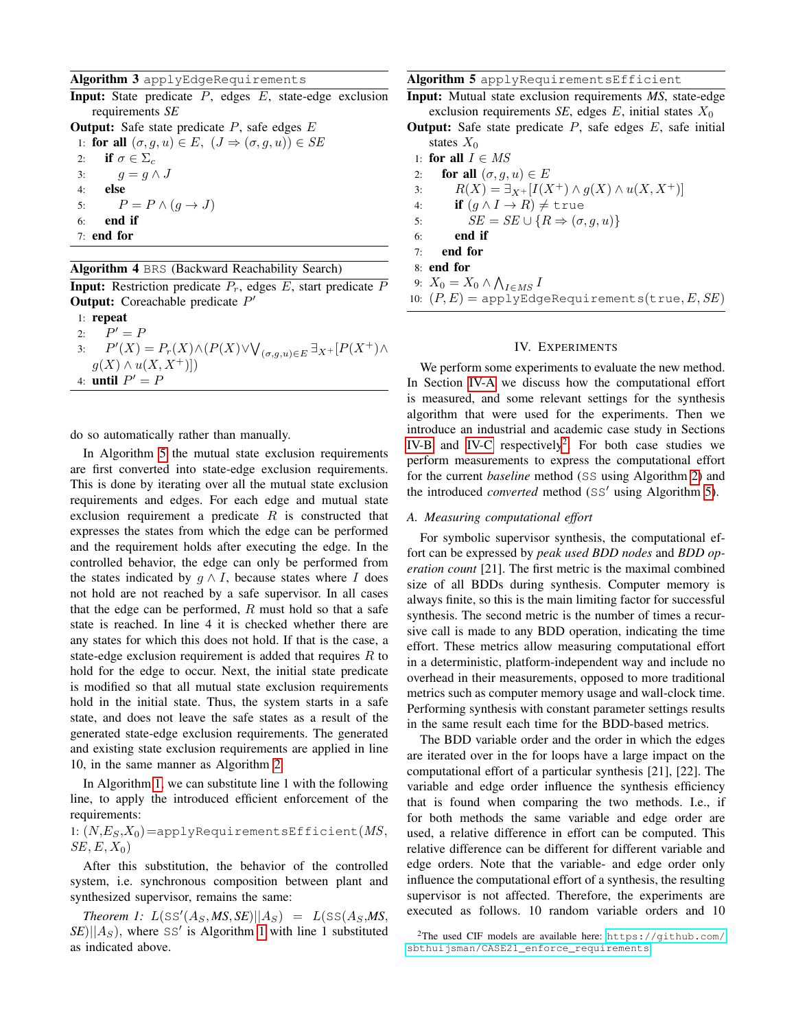**Algorithm 3** `applyEdgeRequirements`

**Input:** State predicate $P$, edges $E$, state-edge exclusion requirements *SE*

**Output:** Safe state predicate $P$, safe edges $E$

```
1: for all (σ, g, u) ∈ E, (J ⇒ (σ, g, u)) ∈ SE
2:   if σ ∈ Σ_c
3:     g = g ∧ J
4:   else
5:     P = P ∧ (g → J)
6:   end if
7: end for
```

**Algorithm 4** `BRS` (Backward Reachability Search)

**Input:** Restriction predicate $P_r$, edges $E$, start predicate $P$

**Output:** Coreachable predicate $P'$

```
1: repeat
2:   P' = P
3:   P'(X) = P_r(X) ∧ (P(X) ∨ ⋁_{(σ,g,u)∈E} ∃_{X+}[P(X+) ∧ g(X) ∧ u(X, X+)])
4: until P' = P
```

do so automatically rather than manually.

In Algorithm 5 the mutual state exclusion requirements are first converted into state-edge exclusion requirements. This is done by iterating over all the mutual state exclusion requirements and edges. For each edge and mutual state exclusion requirement a predicate $R$ is constructed that expresses the states from which the edge can be performed and the requirement holds after executing the edge. In the controlled behavior, the edge can only be performed from the states indicated by $g \wedge I$, because states where $I$ does not hold are not reached by a safe supervisor. In all cases that the edge can be performed, $R$ must hold so that a safe state is reached. In line 4 it is checked whether there are any states for which this does not hold. If that is the case, a state-edge exclusion requirement is added that requires $R$ to hold for the edge to occur. Next, the initial state predicate is modified so that all mutual state exclusion requirements hold in the initial state. Thus, the system starts in a safe state, and does not leave the safe states as a result of the generated state-edge exclusion requirements. The generated and existing state exclusion requirements are applied in line 10, in the same manner as Algorithm 2.

In Algorithm 1, we can substitute line 1 with the following line, to apply the introduced efficient enforcement of the requirements:

1: $(N,E_S,X_0)$=`applyRequirementsEfficient`(*MS*, *SE*, $E$, $X_0$)

After this substitution, the behavior of the controlled system, i.e. synchronous composition between plant and synthesized supervisor, remains the same:

*Theorem 1:* $L(\texttt{SS}'(A_S, \mathit{MS}, \mathit{SE}) || A_S) = L(\texttt{SS}(A_S, \mathit{MS}, \mathit{SE}) || A_S)$, where $\texttt{SS}'$ is Algorithm 1 with line 1 substituted as indicated above.

**Algorithm 5** `applyRequirementsEfficient`

**Input:** Mutual state exclusion requirements *MS*, state-edge exclusion requirements *SE*, edges $E$, initial states $X_0$

**Output:** Safe state predicate $P$, safe edges $E$, safe initial states $X_0$

```
1: for all I ∈ MS
2:   for all (σ, g, u) ∈ E
3:     R(X) = ∃_{X+}[I(X+) ∧ g(X) ∧ u(X, X+)]
4:     if (g ∧ I → R) ≠ true
5:       SE = SE ∪ {R ⇒ (σ, g, u)}
6:     end if
7:   end for
8: end for
9: X_0 = X_0 ∧ ⋀_{I∈MS} I
10: (P, E) = applyEdgeRequirements(true, E, SE)
```

## IV. Experiments

We perform some experiments to evaluate the new method. In Section IV-A we discuss how the computational effort is measured, and some relevant settings for the synthesis algorithm that were used for the experiments. Then we introduce an industrial and academic case study in Sections IV-B and IV-C respectively[2]. For both case studies we perform measurements to express the computational effort for the current *baseline* method (`SS` using Algorithm 2) and the introduced *converted* method (`SS'` using Algorithm 5).

### A. Measuring computational effort

For symbolic supervisor synthesis, the computational effort can be expressed by *peak used BDD nodes* and *BDD operation count* [21]. The first metric is the maximal combined size of all BDDs during synthesis. Computer memory is always finite, so this is the main limiting factor for successful synthesis. The second metric is the number of times a recursive call is made to any BDD operation, indicating the time effort. These metrics allow measuring computational effort in a deterministic, platform-independent way and include no overhead in their measurements, opposed to more traditional metrics such as computer memory usage and wall-clock time. Performing synthesis with constant parameter settings results in the same result each time for the BDD-based metrics.

The BDD variable order and the order in which the edges are iterated over in the for loops have a large impact on the computational effort of a particular synthesis [21], [22]. The variable and edge order influence the synthesis efficiency that is found when comparing the two methods. I.e., if for both methods the same variable and edge order are used, a relative difference in effort can be computed. This relative difference can be different for different variable and edge orders. Note that the variable- and edge order only influence the computational effort of a synthesis, the resulting supervisor is not affected. Therefore, the experiments are executed as follows. 10 random variable orders and 10

[2]The used CIF models are available here: https://github.com/sbthuijsman/CASE21_enforce_requirements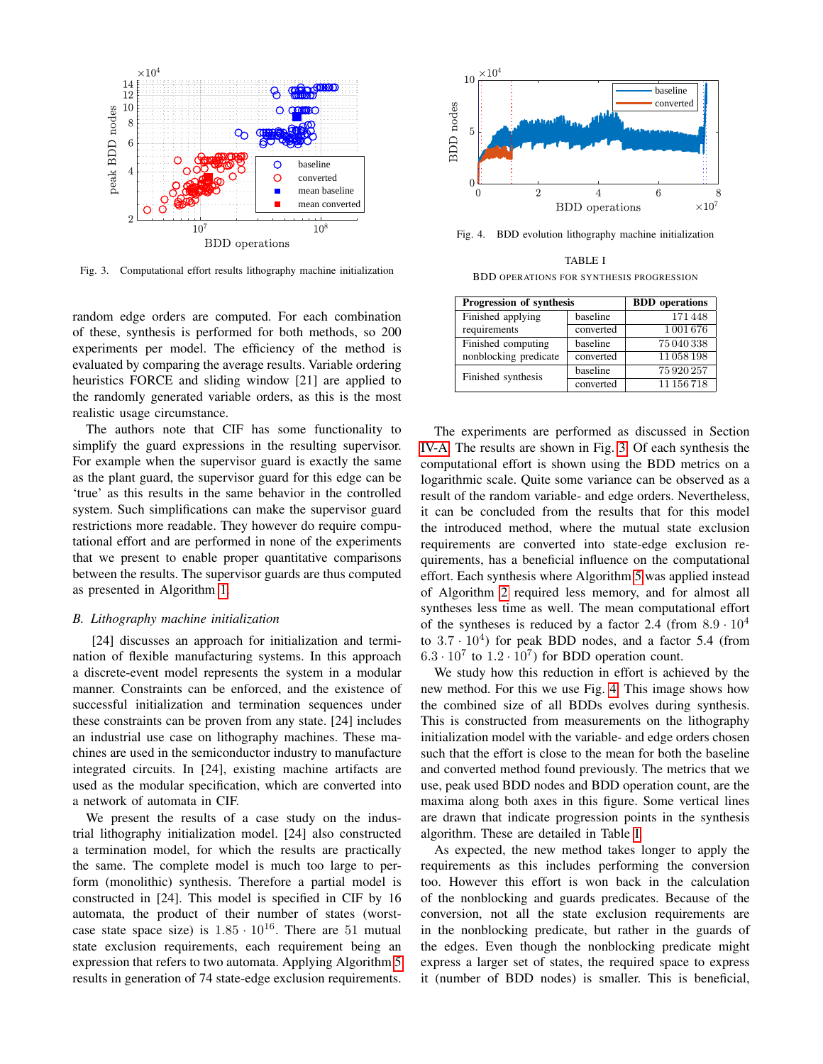Fig. 3. Computational effort results lithography machine initialization

Fig. 4. BDD evolution lithography machine initialization

random edge orders are computed. For each combination of these, synthesis is performed for both methods, so 200 experiments per model. The efficiency of the method is evaluated by comparing the average results. Variable ordering heuristics FORCE and sliding window [21] are applied to the randomly generated variable orders, as this is the most realistic usage circumstance.

The authors note that CIF has some functionality to simplify the guard expressions in the resulting supervisor. For example when the supervisor guard is exactly the same as the plant guard, the supervisor guard for this edge can be 'true' as this results in the same behavior in the controlled system. Such simplifications can make the supervisor guard restrictions more readable. They however do require computational effort and are performed in none of the experiments that we present to enable proper quantitative comparisons between the results. The supervisor guards are thus computed as presented in Algorithm 1.

### B. Lithography machine initialization

[24] discusses an approach for initialization and termination of flexible manufacturing systems. In this approach a discrete-event model represents the system in a modular manner. Constraints can be enforced, and the existence of successful initialization and termination sequences under these constraints can be proven from any state. [24] includes an industrial use case on lithography machines. These machines are used in the semiconductor industry to manufacture integrated circuits. In [24], existing machine artifacts are used as the modular specification, which are converted into a network of automata in CIF.

We present the results of a case study on the industrial lithography initialization model. [24] also constructed a termination model, for which the results are practically the same. The complete model is much too large to perform (monolithic) synthesis. Therefore a partial model is constructed in [24]. This model is specified in CIF by 16 automata, the product of their number of states (worst-case state space size) is $1.85 \cdot 10^{16}$. There are 51 mutual state exclusion requirements, each requirement being an expression that refers to two automata. Applying Algorithm 5 results in generation of 74 state-edge exclusion requirements.

TABLE I
BDD OPERATIONS FOR SYNTHESIS PROGRESSION

| Progression of synthesis | | BDD operations |
|---|---|---|
| Finished applying requirements | baseline | 171 448 |
| | converted | 1 001 676 |
| Finished computing nonblocking predicate | baseline | 75 040 338 |
| | converted | 11 058 198 |
| Finished synthesis | baseline | 75 920 257 |
| | converted | 11 156 718 |

The experiments are performed as discussed in Section IV-A. The results are shown in Fig. 3. Of each synthesis the computational effort is shown using the BDD metrics on a logarithmic scale. Quite some variance can be observed as a result of the random variable- and edge orders. Nevertheless, it can be concluded from the results that for this model the introduced method, where the mutual state exclusion requirements are converted into state-edge exclusion requirements, has a beneficial influence on the computational effort. Each synthesis where Algorithm 5 was applied instead of Algorithm 2 required less memory, and for almost all syntheses less time as well. The mean computational effort of the syntheses is reduced by a factor 2.4 (from $8.9 \cdot 10^4$ to $3.7 \cdot 10^4$) for peak BDD nodes, and a factor 5.4 (from $6.3 \cdot 10^7$ to $1.2 \cdot 10^7$) for BDD operation count.

We study how this reduction in effort is achieved by the new method. For this we use Fig. 4. This image shows how the combined size of all BDDs evolves during synthesis. This is constructed from measurements on the lithography initialization model with the variable- and edge orders chosen such that the effort is close to the mean for both the baseline and converted method found previously. The metrics that we use, peak used BDD nodes and BDD operation count, are the maxima along both axes in this figure. Some vertical lines are drawn that indicate progression points in the synthesis algorithm. These are detailed in Table I.

As expected, the new method takes longer to apply the requirements as this includes performing the conversion too. However this effort is won back in the calculation of the nonblocking and guards predicates. Because of the conversion, not all the state exclusion requirements are in the nonblocking predicate, but rather in the guards of the edges. Even though the nonblocking predicate might express a larger set of states, the required space to express it (number of BDD nodes) is smaller. This is beneficial,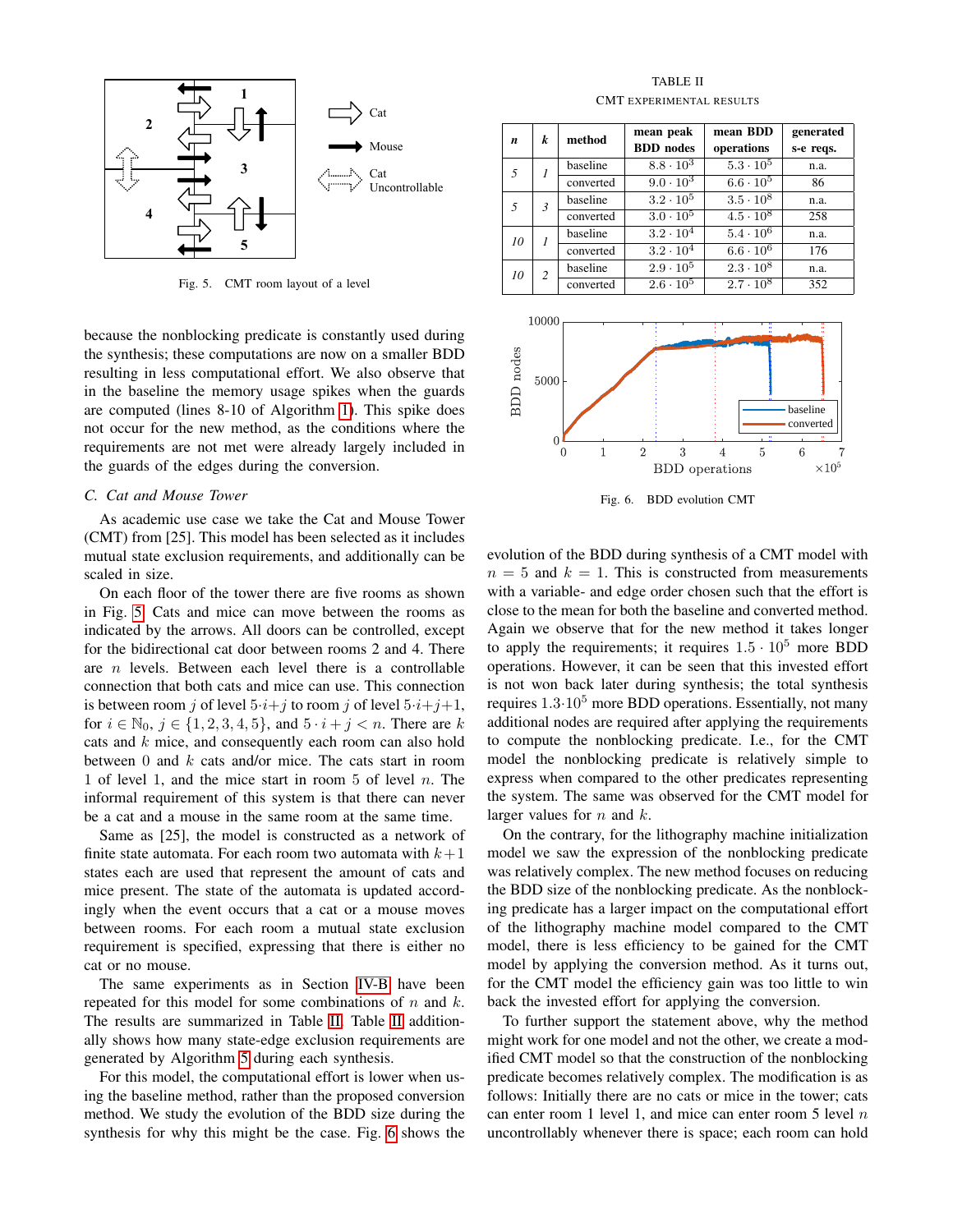Fig. 5. CMT room layout of a level

because the nonblocking predicate is constantly used during the synthesis; these computations are now on a smaller BDD resulting in less computational effort. We also observe that in the baseline the memory usage spikes when the guards are computed (lines 8-10 of Algorithm 1). This spike does not occur for the new method, as the conditions where the requirements are not met were already largely included in the guards of the edges during the conversion.

### C. Cat and Mouse Tower

As academic use case we take the Cat and Mouse Tower (CMT) from [25]. This model has been selected as it includes mutual state exclusion requirements, and additionally can be scaled in size.

On each floor of the tower there are five rooms as shown in Fig. 5. Cats and mice can move between the rooms as indicated by the arrows. All doors can be controlled, except for the bidirectional cat door between rooms 2 and 4. There are $n$ levels. Between each level there is a controllable connection that both cats and mice can use. This connection is between room $j$ of level $5 \cdot i + j$ to room $j$ of level $5 \cdot i + j + 1$, for $i \in \mathbb{N}_0$, $j \in \{1, 2, 3, 4, 5\}$, and $5 \cdot i + j < n$. There are $k$ cats and $k$ mice, and consequently each room can also hold between $0$ and $k$ cats and/or mice. The cats start in room 1 of level 1, and the mice start in room 5 of level $n$. The informal requirement of this system is that there can never be a cat and a mouse in the same room at the same time.

Same as [25], the model is constructed as a network of finite state automata. For each room two automata with $k+1$ states each are used that represent the amount of cats and mice present. The state of the automata is updated accordingly when the event occurs that a cat or a mouse moves between rooms. For each room a mutual state exclusion requirement is specified, expressing that there is either no cat or no mouse.

The same experiments as in Section IV-B have been repeated for this model for some combinations of $n$ and $k$. The results are summarized in Table II. Table II additionally shows how many state-edge exclusion requirements are generated by Algorithm 5 during each synthesis.

For this model, the computational effort is lower when using the baseline method, rather than the proposed conversion method. We study the evolution of the BDD size during the synthesis for why this might be the case. Fig. 6 shows the evolution of the BDD during synthesis of a CMT model with $n = 5$ and $k = 1$. This is constructed from measurements with a variable- and edge order chosen such that the effort is close to the mean for both the baseline and converted method. Again we observe that for the new method it takes longer to apply the requirements; it requires $1.5 \cdot 10^5$ more BDD operations. However, it can be seen that this invested effort is not won back later during synthesis; the total synthesis requires $1.3 \cdot 10^5$ more BDD operations. Essentially, not many additional nodes are required after applying the requirements to compute the nonblocking predicate. I.e., for the CMT model the nonblocking predicate is relatively simple to express when compared to the other predicates representing the system. The same was observed for the CMT model for larger values for $n$ and $k$.

TABLE II
CMT EXPERIMENTAL RESULTS

| *n* | *k* | method | mean peak BDD nodes | mean BDD operations | generated s-e reqs. |
|---|---|---|---|---|---|
| 5 | 1 | baseline | $8.8 \cdot 10^3$ | $5.3 \cdot 10^5$ | n.a. |
| | | converted | $9.0 \cdot 10^3$ | $6.6 \cdot 10^5$ | 86 |
| 5 | 3 | baseline | $3.2 \cdot 10^5$ | $3.5 \cdot 10^8$ | n.a. |
| | | converted | $3.0 \cdot 10^5$ | $4.5 \cdot 10^8$ | 258 |
| 10 | 1 | baseline | $3.2 \cdot 10^4$ | $5.4 \cdot 10^6$ | n.a. |
| | | converted | $3.2 \cdot 10^4$ | $6.6 \cdot 10^6$ | 176 |
| 10 | 2 | baseline | $2.9 \cdot 10^5$ | $2.3 \cdot 10^8$ | n.a. |
| | | converted | $2.6 \cdot 10^5$ | $2.7 \cdot 10^8$ | 352 |

Fig. 6. BDD evolution CMT

On the contrary, for the lithography machine initialization model we saw the expression of the nonblocking predicate was relatively complex. The new method focuses on reducing the BDD size of the nonblocking predicate. As the nonblocking predicate has a larger impact on the computational effort of the lithography machine model compared to the CMT model, there is less efficiency to be gained for the CMT model by applying the conversion method. As it turns out, for the CMT model the efficiency gain was too little to win back the invested effort for applying the conversion.

To further support the statement above, why the method might work for one model and not the other, we create a modified CMT model so that the construction of the nonblocking predicate becomes relatively complex. The modification is as follows: Initially there are no cats or mice in the tower; cats can enter room 1 level 1, and mice can enter room 5 level $n$ uncontrollably whenever there is space; each room can hold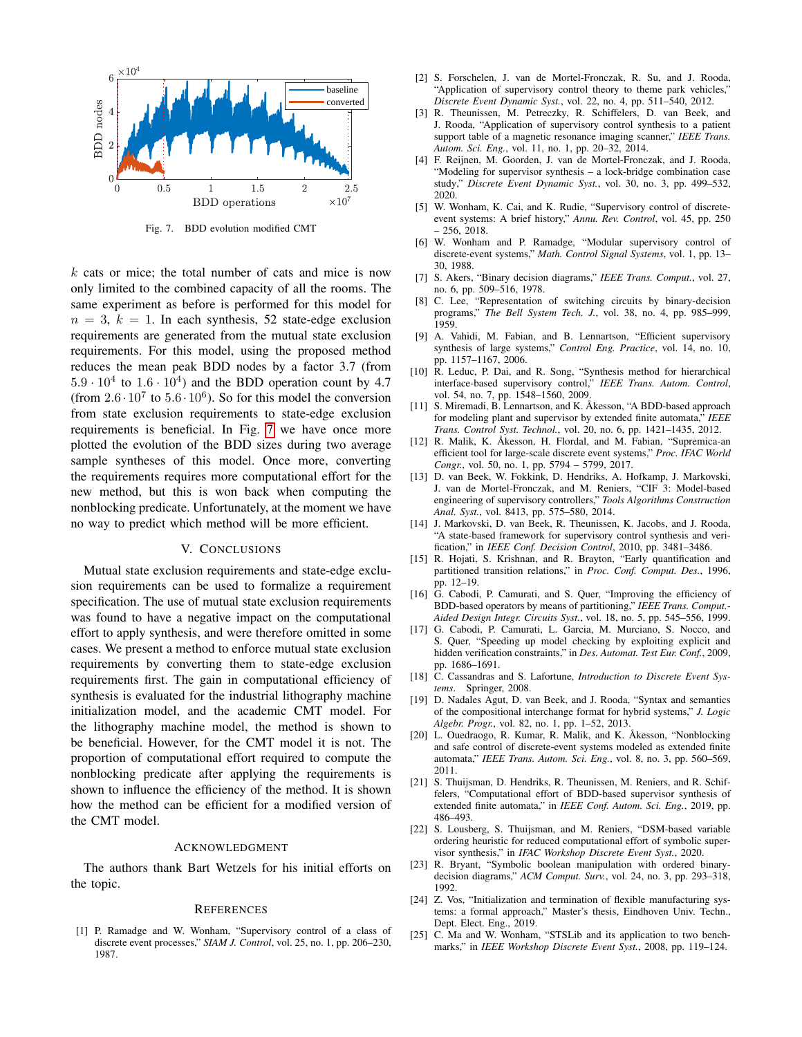$\times 10^4$
6
4
2
0
BDD nodes
0
0.5
1
1.5
2
2.5
$\times 10^7$
BDD operations
baseline
converted

Fig. 7. BDD evolution modified CMT

$k$ cats or mice; the total number of cats and mice is now only limited to the combined capacity of all the rooms. The same experiment as before is performed for this model for $n = 3$, $k = 1$. In each synthesis, 52 state-edge exclusion requirements are generated from the mutual state exclusion requirements. For this model, using the proposed method reduces the mean peak BDD nodes by a factor 3.7 (from $5.9 \cdot 10^4$ to $1.6 \cdot 10^4$) and the BDD operation count by 4.7 (from $2.6 \cdot 10^7$ to $5.6 \cdot 10^6$). So for this model the conversion from state exclusion requirements to state-edge exclusion requirements is beneficial. In Fig. 7 we have once more plotted the evolution of the BDD sizes during two average sample syntheses of this model. Once more, converting the requirements requires more computational effort for the new method, but this is won back when computing the nonblocking predicate. Unfortunately, at the moment we have no way to predict which method will be more efficient.

## V. Conclusions

Mutual state exclusion requirements and state-edge exclusion requirements can be used to formalize a requirement specification. The use of mutual state exclusion requirements was found to have a negative impact on the computational effort to apply synthesis, and were therefore omitted in some cases. We present a method to enforce mutual state exclusion requirements by converting them to state-edge exclusion requirements first. The gain in computational efficiency of synthesis is evaluated for the industrial lithography machine initialization model, and the academic CMT model. For the lithography machine model, the method is shown to be beneficial. However, for the CMT model it is not. The proportion of computational effort required to compute the nonblocking predicate after applying the requirements is shown to influence the efficiency of the method. It is shown how the method can be efficient for a modified version of the CMT model.

## Acknowledgment

The authors thank Bart Wetzels for his initial efforts on the topic.

## References

[1] P. Ramadge and W. Wonham, "Supervisory control of a class of discrete event processes," *SIAM J. Control*, vol. 25, no. 1, pp. 206–230, 1987.

[2] S. Forschelen, J. van de Mortel-Fronczak, R. Su, and J. Rooda, "Application of supervisory control theory to theme park vehicles," *Discrete Event Dynamic Syst.*, vol. 22, no. 4, pp. 511–540, 2012.

[3] R. Theunissen, M. Petreczky, R. Schiffelers, D. van Beek, and J. Rooda, "Application of supervisory control synthesis to a patient support table of a magnetic resonance imaging scanner," *IEEE Trans. Autom. Sci. Eng.*, vol. 11, no. 1, pp. 20–32, 2014.

[4] F. Reijnen, M. Goorden, J. van de Mortel-Fronczak, and J. Rooda, "Modeling for supervisor synthesis – a lock-bridge combination case study," *Discrete Event Dynamic Syst.*, vol. 30, no. 3, pp. 499–532, 2020.

[5] W. Wonham, K. Cai, and K. Rudie, "Supervisory control of discrete-event systems: A brief history," *Annu. Rev. Control*, vol. 45, pp. 250 – 256, 2018.

[6] W. Wonham and P. Ramadge, "Modular supervisory control of discrete-event systems," *Math. Control Signal Systems*, vol. 1, pp. 13–30, 1988.

[7] S. Akers, "Binary decision diagrams," *IEEE Trans. Comput.*, vol. 27, no. 6, pp. 509–516, 1978.

[8] C. Lee, "Representation of switching circuits by binary-decision programs," *The Bell System Tech. J.*, vol. 38, no. 4, pp. 985–999, 1959.

[9] A. Vahidi, M. Fabian, and B. Lennartson, "Efficient supervisory synthesis of large systems," *Control Eng. Practice*, vol. 14, no. 10, pp. 1157–1167, 2006.

[10] R. Leduc, P. Dai, and R. Song, "Synthesis method for hierarchical interface-based supervisory control," *IEEE Trans. Autom. Control*, vol. 54, no. 7, pp. 1548–1560, 2009.

[11] S. Miremadi, B. Lennartson, and K. Åkesson, "A BDD-based approach for modeling plant and supervisor by extended finite automata," *IEEE Trans. Control Syst. Technol.*, vol. 20, no. 6, pp. 1421–1435, 2012.

[12] R. Malik, K. Åkesson, H. Flordal, and M. Fabian, "Supremica-an efficient tool for large-scale discrete event systems," *Proc. IFAC World Congr.*, vol. 50, no. 1, pp. 5794 – 5799, 2017.

[13] D. van Beek, W. Fokkink, D. Hendriks, A. Hofkamp, J. Markovski, J. van de Mortel-Fronczak, and M. Reniers, "CIF 3: Model-based engineering of supervisory controllers," *Tools Algorithms Construction Anal. Syst.*, vol. 8413, pp. 575–580, 2014.

[14] J. Markovski, D. van Beek, R. Theunissen, K. Jacobs, and J. Rooda, "A state-based framework for supervisory control synthesis and verification," in *IEEE Conf. Decision Control*, 2010, pp. 3481–3486.

[15] R. Hojati, S. Krishnan, and R. Brayton, "Early quantification and partitioned transition relations," in *Proc. Conf. Comput. Des.*, 1996, pp. 12–19.

[16] G. Cabodi, P. Camurati, and S. Quer, "Improving the efficiency of BDD-based operators by means of partitioning," *IEEE Trans. Comput.-Aided Design Integr. Circuits Syst.*, vol. 18, no. 5, pp. 545–556, 1999.

[17] G. Cabodi, P. Camurati, L. Garcia, M. Murciano, S. Nocco, and S. Quer, "Speeding up model checking by exploiting explicit and hidden verification constraints," in *Des. Automat. Test Eur. Conf.*, 2009, pp. 1686–1691.

[18] C. Cassandras and S. Lafortune, *Introduction to Discrete Event Systems*. Springer, 2008.

[19] D. Nadales Agut, D. van Beek, and J. Rooda, "Syntax and semantics of the compositional interchange format for hybrid systems," *J. Logic Algebr. Progr.*, vol. 82, no. 1, pp. 1–52, 2013.

[20] L. Ouedraogo, R. Kumar, R. Malik, and K. Åkesson, "Nonblocking and safe control of discrete-event systems modeled as extended finite automata," *IEEE Trans. Autom. Sci. Eng.*, vol. 8, no. 3, pp. 560–569, 2011.

[21] S. Thuijsman, D. Hendriks, R. Theunissen, M. Reniers, and R. Schiffelers, "Computational effort of BDD-based supervisor synthesis of extended finite automata," in *IEEE Conf. Autom. Sci. Eng.*, 2019, pp. 486–493.

[22] S. Lousberg, S. Thuijsman, and M. Reniers, "DSM-based variable ordering heuristic for reduced computational effort of symbolic supervisor synthesis," in *IFAC Workshop Discrete Event Syst.*, 2020.

[23] R. Bryant, "Symbolic boolean manipulation with ordered binary-decision diagrams," *ACM Comput. Surv.*, vol. 24, no. 3, pp. 293–318, 1992.

[24] Z. Vos, "Initialization and termination of flexible manufacturing systems: a formal approach," Master's thesis, Dept. Elect. Eng., Eindhoven Univ. Techn., 2019.

[25] C. Ma and W. Wonham, "STSLib and its application to two benchmarks," in *IEEE Workshop Discrete Event Syst.*, 2008, pp. 119–124.